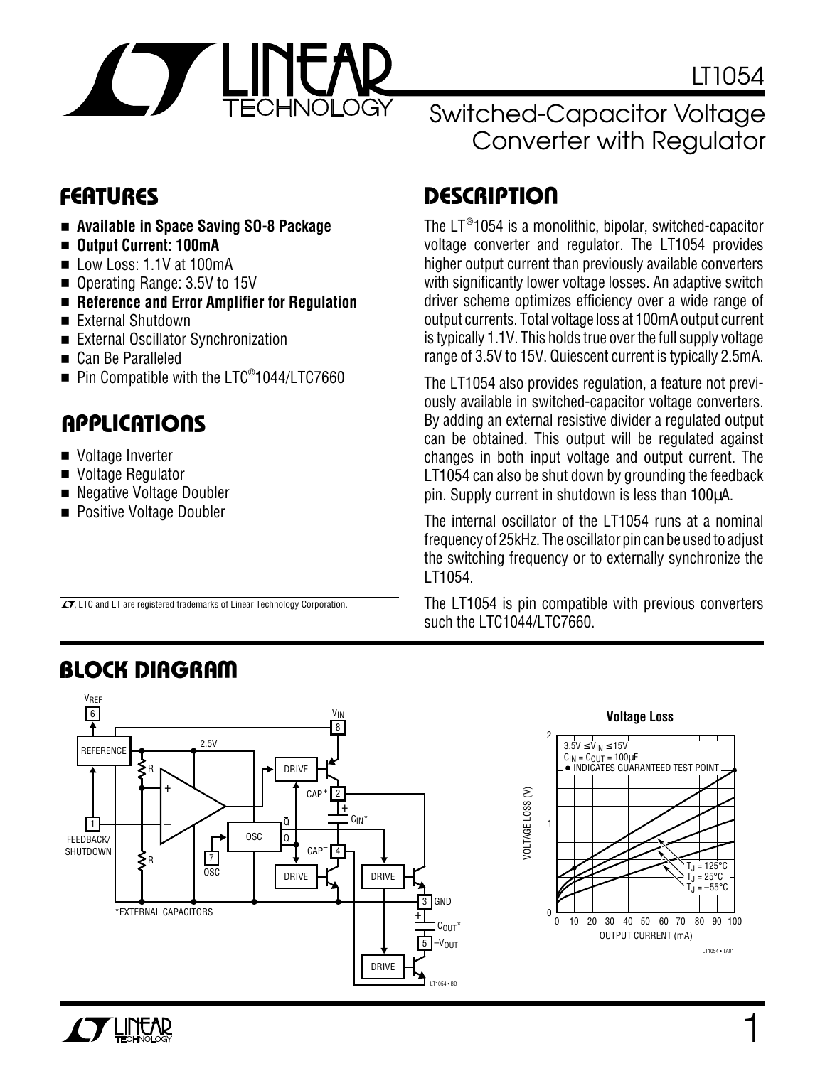# LT1054

## Switched-Capacitor Voltage Converter with Regulator

## FEATURES

- **Available in Space Saving SO-8 Package**
- **Output Current: 100mA**
- Low Loss: 1.1V at 100mA
- Operating Range: 3.5V to 15V
- **Reference and Error Amplifier for Regulation**
- External Shutdown
- External Oscillator Synchronization
- Can Be Paralleled
- Pin Compatible with the LTC®1044/LTC7660

## APPLICATIONS

- Voltage Inverter
- Voltage Regulator
- Negative Voltage Doubler
- Positive Voltage Doubler

## DESCRIPTION

The LT®1054 is a monolithic, bipolar, switched-capacitor voltage converter and regulator. The LT1054 provides higher output current than previously available converters with significantly lower voltage losses. An adaptive switch driver scheme optimizes efficiency over a wide range of output currents. Total voltage loss at 100mA output current is typically 1.1V. This holds true over the full supply voltage range of 3.5V to 15V. Quiescent current is typically 2.5mA.

The LT1054 also provides regulation, a feature not previously available in switched-capacitor voltage converters. By adding an external resistive divider a regulated output can be obtained. This output will be regulated against changes in both input voltage and output current. The LT1054 can also be shut down by grounding the feedback pin. Supply current in shutdown is less than 100μA.

The internal oscillator of the LT1054 runs at a nominal frequency of 25kHz. The oscillator pin can be used to adjust the switching frequency or to externally synchronize the LT1054.

The LT1054 is pin compatible with previous converters such the LTC1044/LTC7660.

LT, LTC and LT are registered trademarks of Linear Technology Corporation.

## BLOCK DIAGRAM

*EXTERNAL CAPACITORS

**Voltage Loss**

$3.5V \le V_{IN} \le 15V$
$C_{IN} = C_{OUT} = 100\mu F$
● INDICATES GUARANTEED TEST POINT

$T_J = 125°C$, $T_J = 25°C$, $T_J = -55°C$

VOLTAGE LOSS (V) vs. OUTPUT CURRENT (mA)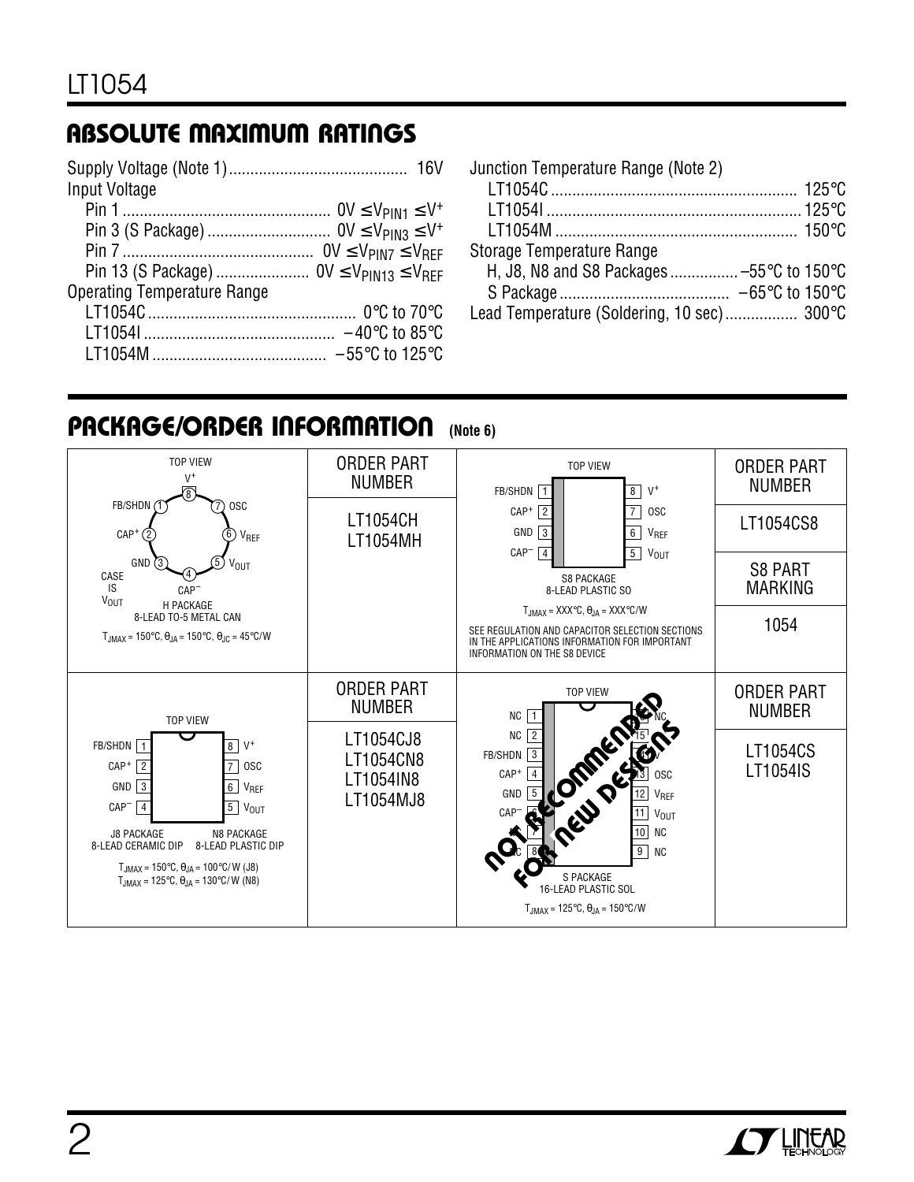## ABSOLUTE MAXIMUM RATINGS

Supply Voltage (Note 1) ......................................... 16V

Input Voltage

- Pin 1 ................................................ $0V \leq V_{PIN1} \leq V^+$
- Pin 3 (S Package) ............................ $0V \leq V_{PIN3} \leq V^+$
- Pin 7 ............................................ $0V \leq V_{PIN7} \leq V_{REF}$
- Pin 13 (S Package) ...................... $0V \leq V_{PIN13} \leq V_{REF}$

Operating Temperature Range

- LT1054C ................................................ 0°C to 70°C
- LT1054I ............................................ –40°C to 85°C
- LT1054M ........................................ –55°C to 125°C

Junction Temperature Range (Note 2)

- LT1054C ......................................................... 125°C
- LT1054I ........................................................... 125°C
- LT1054M ......................................................... 150°C

Storage Temperature Range

- H, J8, N8 and S8 Packages ................ –55°C to 150°C
- S Package ........................................ –65°C to 150°C

Lead Temperature (Soldering, 10 sec) ................. 300°C

## PACKAGE/ORDER INFORMATION (Note 6)

| Package | Order Part Number |
|---|---|
| TOP VIEW — H PACKAGE 8-LEAD TO-5 METAL CAN. Pins: 1 FB/SHDN, 2 $CAP^+$, 3 GND, 4 $CAP^-$, 5 $V_{OUT}$, 6 $V_{REF}$, 7 OSC, 8 $V^+$. CASE IS $V_{OUT}$. $T_{JMAX} = 150°C$, $\theta_{JA} = 150°C$, $\theta_{JC} = 45°C/W$ | LT1054CH<br>LT1054MH |
| TOP VIEW — S8 PACKAGE 8-LEAD PLASTIC SO. Pins: 1 FB/SHDN, 2 $CAP^+$, 3 GND, 4 $CAP^-$, 5 $V_{OUT}$, 6 $V_{REF}$, 7 OSC, 8 $V^+$. $T_{JMAX} = XXX°C$, $\theta_{JA} = XXX°C/W$. SEE REGULATION AND CAPACITOR SELECTION SECTIONS IN THE APPLICATIONS INFORMATION FOR IMPORTANT INFORMATION ON THE S8 DEVICE | LT1054CS8<br>S8 PART MARKING: 1054 |
| TOP VIEW — J8 PACKAGE 8-LEAD CERAMIC DIP, N8 PACKAGE 8-LEAD PLASTIC DIP. Pins: 1 FB/SHDN, 2 $CAP^+$, 3 GND, 4 $CAP^-$, 5 $V_{OUT}$, 6 $V_{REF}$, 7 OSC, 8 $V^+$. $T_{JMAX} = 150°C$, $\theta_{JA} = 100°C/W$ (J8); $T_{JMAX} = 125°C$, $\theta_{JA} = 130°C/W$ (N8) | LT1054CJ8<br>LT1054CN8<br>LT1054IN8<br>LT1054MJ8 |
| TOP VIEW — S PACKAGE 16-LEAD PLASTIC SOL. Pins: 1 NC, 2 NC, 3 FB/SHDN, 4 $CAP^+$, 5 GND, 6 $CAP^-$, 7 NC, 8 NC, 9 NC, 10 NC, 11 $V_{OUT}$, 12 $V_{REF}$, 13 OSC, 14 $V^+$, 15 NC, 16 NC. $T_{JMAX} = 125°C$, $\theta_{JA} = 150°C/W$. NOT RECOMMENDED FOR NEW DESIGNS | LT1054CS<br>LT1054IS |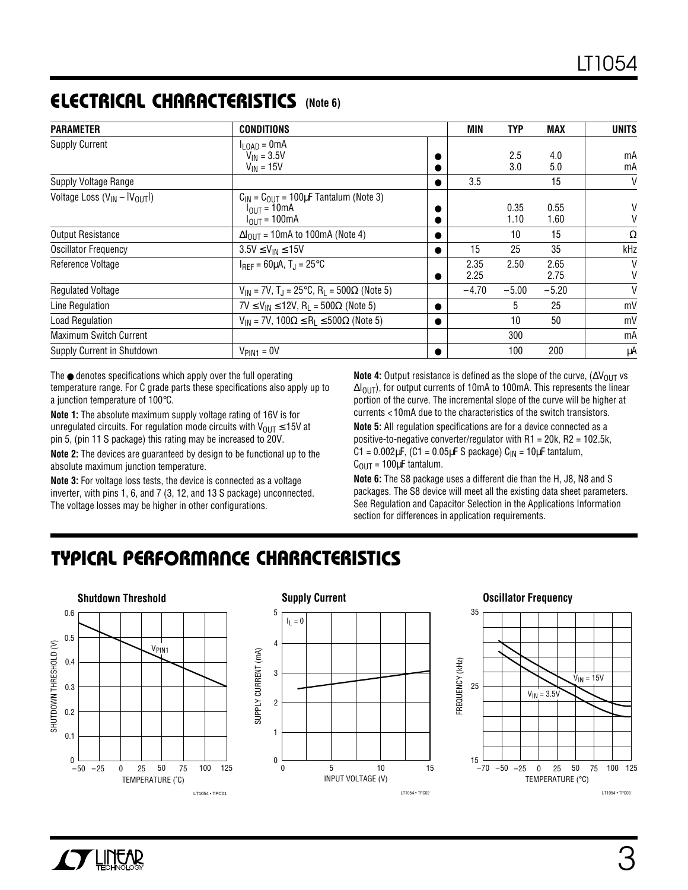## ELECTRICAL CHARACTERISTICS (Note 6)

| PARAMETER | CONDITIONS | | MIN | TYP | MAX | UNITS |
|---|---|---|---|---|---|---|
| Supply Current | $I_{LOAD}$ = 0mA | | | | | |
| | $V_{IN}$ = 3.5V | ● | | 2.5 | 4.0 | mA |
| | $V_{IN}$ = 15V | ● | | 3.0 | 5.0 | mA |
| Supply Voltage Range | | ● | 3.5 | | 15 | V |
| Voltage Loss ($V_{IN}$ – $\lvert V_{OUT}\rvert$) | $C_{IN}$ = $C_{OUT}$ = 100µF Tantalum (Note 3) | | | | | |
| | $I_{OUT}$ = 10mA | ● | | 0.35 | 0.55 | V |
| | $I_{OUT}$ = 100mA | ● | | 1.10 | 1.60 | V |
| Output Resistance | $\Delta I_{OUT}$ = 10mA to 100mA (Note 4) | ● | | 10 | 15 | Ω |
| Oscillator Frequency | 3.5V ≤ $V_{IN}$ ≤ 15V | ● | 15 | 25 | 35 | kHz |
| Reference Voltage | $I_{REF}$ = 60µA, $T_J$ = 25°C | | 2.35 | 2.50 | 2.65 | V |
| | | ● | 2.25 | | 2.75 | V |
| Regulated Voltage | $V_{IN}$ = 7V, $T_J$ = 25°C, $R_L$ = 500Ω (Note 5) | | –4.70 | –5.00 | –5.20 | V |
| Line Regulation | 7V ≤ $V_{IN}$ ≤ 12V, $R_L$ = 500Ω (Note 5) | ● | | 5 | 25 | mV |
| Load Regulation | $V_{IN}$ = 7V, 100Ω ≤ $R_L$ ≤ 500Ω (Note 5) | ● | | 10 | 50 | mV |
| Maximum Switch Current | | | | 300 | | mA |
| Supply Current in Shutdown | $V_{PIN1}$ = 0V | ● | | 100 | 200 | µA |

The ● denotes specifications which apply over the full operating temperature range. For C grade parts these specifications also apply up to a junction temperature of 100°C.

**Note 1:** The absolute maximum supply voltage rating of 16V is for unregulated circuits. For regulation mode circuits with $V_{OUT}$ ≤ 15V at pin 5, (pin 11 S package) this rating may be increased to 20V.

**Note 2:** The devices are guaranteed by design to be functional up to the absolute maximum junction temperature.

**Note 3:** For voltage loss tests, the device is connected as a voltage inverter, with pins 1, 6, and 7 (3, 12, and 13 S package) unconnected. The voltage losses may be higher in other configurations.

**Note 4:** Output resistance is defined as the slope of the curve, ($\Delta V_{OUT}$ vs $\Delta I_{OUT}$), for output currents of 10mA to 100mA. This represents the linear portion of the curve. The incremental slope of the curve will be higher at currents < 10mA due to the characteristics of the switch transistors.

**Note 5:** All regulation specifications are for a device connected as a positive-to-negative converter/regulator with R1 = 20k, R2 = 102.5k, C1 = 0.002µF, (C1 = 0.05µF S package) $C_{IN}$ = 10µF tantalum, $C_{OUT}$ = 100µF tantalum.

**Note 6:** The S8 package uses a different die than the H, J8, N8 and S packages. The S8 device will meet all the existing data sheet parameters. See Regulation and Capacitor Selection in the Applications Information section for differences in application requirements.

## TYPICAL PERFORMANCE CHARACTERISTICS

**Shutdown Threshold**

**Supply Current**

**Oscillator Frequency**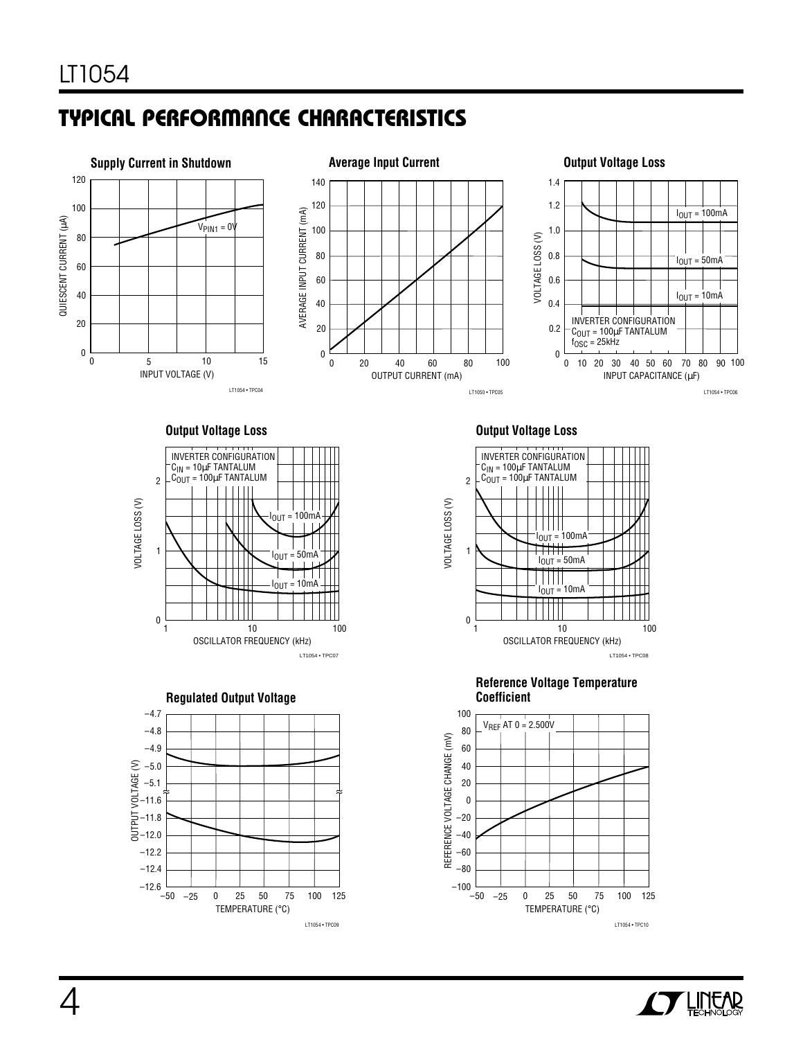## TYPICAL PERFORMANCE CHARACTERISTICS

**Supply Current in Shutdown**

QUIESCENT CURRENT (μA) vs INPUT VOLTAGE (V)

$V_{PIN1} = 0V$

LT1054 • TPC04

**Average Input Current**

AVERAGE INPUT CURRENT (mA) vs OUTPUT CURRENT (mA)

LT1050 • TPC05

**Output Voltage Loss**

VOLTAGE LOSS (V) vs INPUT CAPACITANCE (μF)

$I_{OUT} = 100mA$

$I_{OUT} = 50mA$

$I_{OUT} = 10mA$

INVERTER CONFIGURATION
$C_{OUT} = 100μF$ TANTALUM
$f_{OSC} = 25kHz$

LT1054 • TPC06

**Output Voltage Loss**

VOLTAGE LOSS (V) vs OSCILLATOR FREQUENCY (kHz)

INVERTER CONFIGURATION
$C_{IN} = 10μF$ TANTALUM
$C_{OUT} = 100μF$ TANTALUM

$I_{OUT} = 100mA$

$I_{OUT} = 50mA$

$I_{OUT} = 10mA$

LT1054 • TPC07

**Output Voltage Loss**

VOLTAGE LOSS (V) vs OSCILLATOR FREQUENCY (kHz)

INVERTER CONFIGURATION
$C_{IN} = 100μF$ TANTALUM
$C_{OUT} = 100μF$ TANTALUM

$I_{OUT} = 100mA$

$I_{OUT} = 50mA$

$I_{OUT} = 10mA$

LT1054 • TPC08

**Regulated Output Voltage**

OUTPUT VOLTAGE (V) vs TEMPERATURE (°C)

LT1054 • TPC09

**Reference Voltage Temperature Coefficient**

REFERENCE VOLTAGE CHANGE (mV) vs TEMPERATURE (°C)

$V_{REF}$ AT 0 = 2.500V

LT1054 • TPC10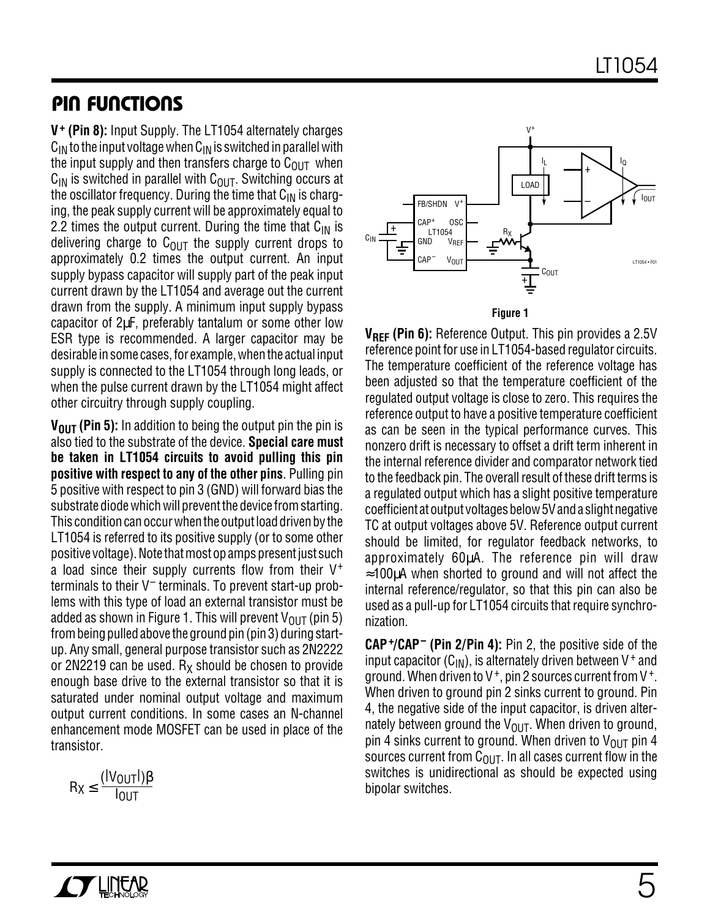## PIN FUNCTIONS

**$V^+$ (Pin 8):** Input Supply. The LT1054 alternately charges $C_{IN}$ to the input voltage when $C_{IN}$ is switched in parallel with the input supply and then transfers charge to $C_{OUT}$ when $C_{IN}$ is switched in parallel with $C_{OUT}$. Switching occurs at the oscillator frequency. During the time that $C_{IN}$ is charging, the peak supply current will be approximately equal to 2.2 times the output current. During the time that $C_{IN}$ is delivering charge to $C_{OUT}$ the supply current drops to approximately 0.2 times the output current. An input supply bypass capacitor will supply part of the peak input current drawn by the LT1054 and average out the current drawn from the supply. A minimum input supply bypass capacitor of 2µF, preferably tantalum or some other low ESR type is recommended. A larger capacitor may be desirable in some cases, for example, when the actual input supply is connected to the LT1054 through long leads, or when the pulse current drawn by the LT1054 might affect other circuitry through supply coupling.

**$V_{OUT}$ (Pin 5):** In addition to being the output pin the pin is also tied to the substrate of the device. **Special care must be taken in LT1054 circuits to avoid pulling this pin positive with respect to any of the other pins**. Pulling pin 5 positive with respect to pin 3 (GND) will forward bias the substrate diode which will prevent the device from starting. This condition can occur when the output load driven by the LT1054 is referred to its positive supply (or to some other positive voltage). Note that most op amps present just such a load since their supply currents flow from their $V^+$ terminals to their $V^-$ terminals. To prevent start-up problems with this type of load an external transistor must be added as shown in Figure 1. This will prevent $V_{OUT}$ (pin 5) from being pulled above the ground pin (pin 3) during start-up. Any small, general purpose transistor such as 2N2222 or 2N2219 can be used. $R_X$ should be chosen to provide enough base drive to the external transistor so that it is saturated under nominal output voltage and maximum output current conditions. In some cases an N-channel enhancement mode MOSFET can be used in place of the transistor.

$$R_X \leq \frac{(|V_{OUT}|)\beta}{I_{OUT}}$$

Figure 1

**$V_{REF}$ (Pin 6):** Reference Output. This pin provides a 2.5V reference point for use in LT1054-based regulator circuits. The temperature coefficient of the reference voltage has been adjusted so that the temperature coefficient of the regulated output voltage is close to zero. This requires the reference output to have a positive temperature coefficient as can be seen in the typical performance curves. This nonzero drift is necessary to offset a drift term inherent in the internal reference divider and comparator network tied to the feedback pin. The overall result of these drift terms is a regulated output which has a slight positive temperature coefficient at output voltages below 5V and a slight negative TC at output voltages above 5V. Reference output current should be limited, for regulator feedback networks, to approximately 60µA. The reference pin will draw ≈100µA when shorted to ground and will not affect the internal reference/regulator, so that this pin can also be used as a pull-up for LT1054 circuits that require synchronization.

**$CAP^+$/$CAP^-$ (Pin 2/Pin 4):** Pin 2, the positive side of the input capacitor ($C_{IN}$), is alternately driven between $V^+$ and ground. When driven to $V^+$, pin 2 sources current from $V^+$. When driven to ground pin 2 sinks current to ground. Pin 4, the negative side of the input capacitor, is driven alternately between ground the $V_{OUT}$. When driven to ground, pin 4 sinks current to ground. When driven to $V_{OUT}$ pin 4 sources current from $C_{OUT}$. In all cases current flow in the switches is unidirectional as should be expected using bipolar switches.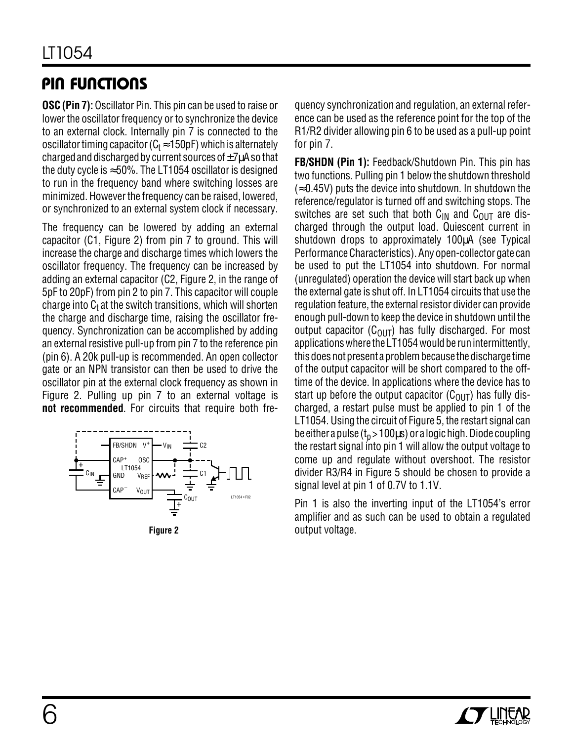## PIN FUNCTIONS

**OSC (Pin 7):** Oscillator Pin. This pin can be used to raise or lower the oscillator frequency or to synchronize the device to an external clock. Internally pin 7 is connected to the oscillator timing capacitor ($C_t \approx 150pF$) which is alternately charged and discharged by current sources of ±7µA so that the duty cycle is ≈50%. The LT1054 oscillator is designed to run in the frequency band where switching losses are minimized. However the frequency can be raised, lowered, or synchronized to an external system clock if necessary.

The frequency can be lowered by adding an external capacitor (C1, Figure 2) from pin 7 to ground. This will increase the charge and discharge times which lowers the oscillator frequency. The frequency can be increased by adding an external capacitor (C2, Figure 2, in the range of 5pF to 20pF) from pin 2 to pin 7. This capacitor will couple charge into $C_t$ at the switch transitions, which will shorten the charge and discharge time, raising the oscillator frequency. Synchronization can be accomplished by adding an external resistive pull-up from pin 7 to the reference pin (pin 6). A 20k pull-up is recommended. An open collector gate or an NPN transistor can then be used to drive the oscillator pin at the external clock frequency as shown in Figure 2. Pulling up pin 7 to an external voltage is **not recommended**. For circuits that require both frequency synchronization and regulation, an external reference can be used as the reference point for the top of the R1/R2 divider allowing pin 6 to be used as a pull-up point for pin 7.

**Figure 2**

**FB/SHDN (Pin 1):** Feedback/Shutdown Pin. This pin has two functions. Pulling pin 1 below the shutdown threshold (≈0.45V) puts the device into shutdown. In shutdown the reference/regulator is turned off and switching stops. The switches are set such that both $C_{IN}$ and $C_{OUT}$ are discharged through the output load. Quiescent current in shutdown drops to approximately 100µA (see Typical Performance Characteristics). Any open-collector gate can be used to put the LT1054 into shutdown. For normal (unregulated) operation the device will start back up when the external gate is shut off. In LT1054 circuits that use the regulation feature, the external resistor divider can provide enough pull-down to keep the device in shutdown until the output capacitor ($C_{OUT}$) has fully discharged. For most applications where the LT1054 would be run intermittently, this does not present a problem because the discharge time of the output capacitor will be short compared to the off-time of the device. In applications where the device has to start up before the output capacitor ($C_{OUT}$) has fully discharged, a restart pulse must be applied to pin 1 of the LT1054. Using the circuit of Figure 5, the restart signal can be either a pulse ($t_p > 100µs$) or a logic high. Diode coupling the restart signal into pin 1 will allow the output voltage to come up and regulate without overshoot. The resistor divider R3/R4 in Figure 5 should be chosen to provide a signal level at pin 1 of 0.7V to 1.1V.

Pin 1 is also the inverting input of the LT1054's error amplifier and as such can be used to obtain a regulated output voltage.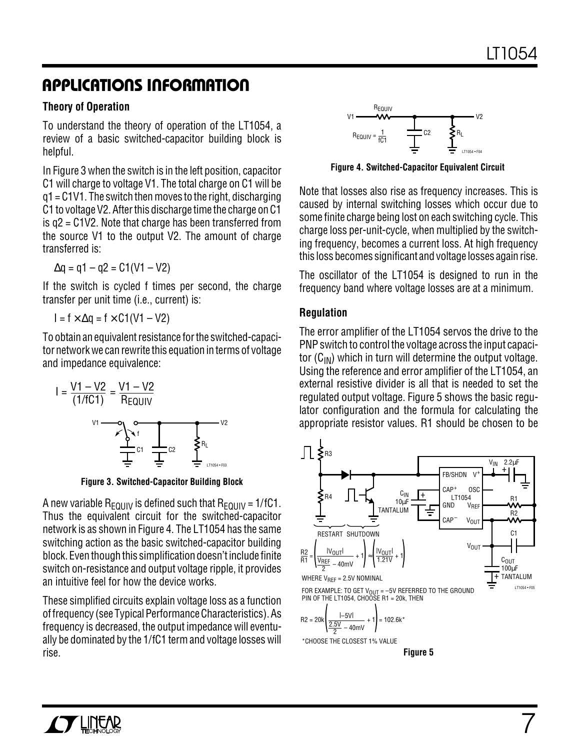## APPLICATIONS INFORMATION

### Theory of Operation

To understand the theory of operation of the LT1054, a review of a basic switched-capacitor building block is helpful.

In Figure 3 when the switch is in the left position, capacitor C1 will charge to voltage V1. The total charge on C1 will be q1 = C1V1. The switch then moves to the right, discharging C1 to voltage V2. After this discharge time the charge on C1 is q2 = C1V2. Note that charge has been transferred from the source V1 to the output V2. The amount of charge transferred is:

$$\Delta q = q1 - q2 = C1(V1 - V2)$$

If the switch is cycled f times per second, the charge transfer per unit time (i.e., current) is:

$$I = f \times \Delta q = f \times C1(V1 - V2)$$

To obtain an equivalent resistance for the switched-capacitor network we can rewrite this equation in terms of voltage and impedance equivalence:

$$I = \frac{V1 - V2}{(1/fC1)} = \frac{V1 - V2}{R_{EQUIV}}$$

**Figure 3. Switched-Capacitor Building Block**

A new variable $R_{EQUIV}$ is defined such that $R_{EQUIV} = 1/fC1$. Thus the equivalent circuit for the switched-capacitor network is as shown in Figure 4. The LT1054 has the same switching action as the basic switched-capacitor building block. Even though this simplification doesn't include finite switch on-resistance and output voltage ripple, it provides an intuitive feel for how the device works.

These simplified circuits explain voltage loss as a function of frequency (see Typical Performance Characteristics). As frequency is decreased, the output impedance will eventually be dominated by the 1/fC1 term and voltage losses will rise.

**Figure 4. Switched-Capacitor Equivalent Circuit**

Note that losses also rise as frequency increases. This is caused by internal switching losses which occur due to some finite charge being lost on each switching cycle. This charge loss per-unit-cycle, when multiplied by the switching frequency, becomes a current loss. At high frequency this loss becomes significant and voltage losses again rise.

The oscillator of the LT1054 is designed to run in the frequency band where voltage losses are at a minimum.

### Regulation

The error amplifier of the LT1054 servos the drive to the PNP switch to control the voltage across the input capacitor ($C_{IN}$) which in turn will determine the output voltage. Using the reference and error amplifier of the LT1054, an external resistive divider is all that is needed to set the regulated output voltage. Figure 5 shows the basic regulator configuration and the formula for calculating the appropriate resistor values. R1 should be chosen to be

$$\frac{R2}{R1} = \left(\frac{|V_{OUT}|}{\frac{V_{REF}}{2} - 40mV} + 1\right) \approx \left(\frac{|V_{OUT}|}{1.21V} + 1\right)$$

WHERE $V_{REF}$ = 2.5V NOMINAL

FOR EXAMPLE: TO GET $V_{OUT}$ = –5V REFERRED TO THE GROUND PIN OF THE LT1054, CHOOSE R1 = 20k, THEN

$$R2 = 20k\left(\frac{|-5V|}{\frac{2.5V}{2} - 40mV} + 1\right) = 102.6k^*$$

*CHOOSE THE CLOSEST 1% VALUE

**Figure 5**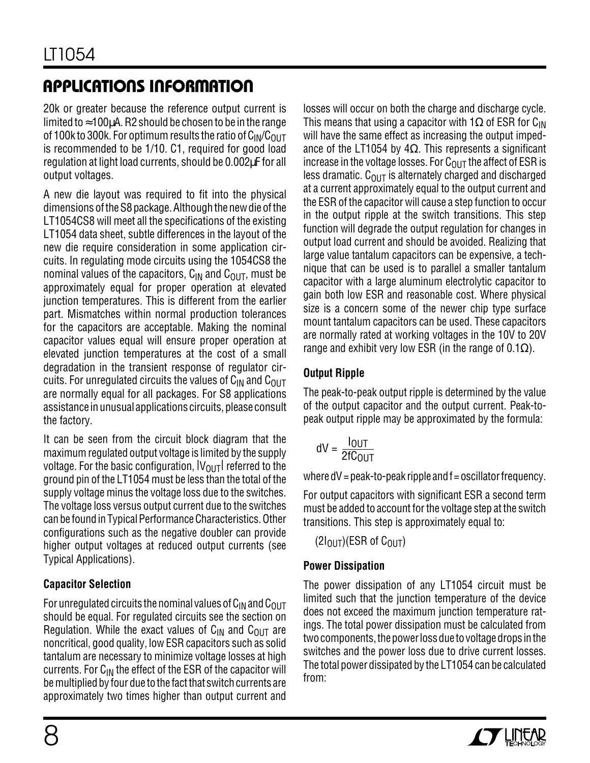## APPLICATIONS INFORMATION

20k or greater because the reference output current is limited to ≈100µA. R2 should be chosen to be in the range of 100k to 300k. For optimum results the ratio of $C_{IN}/C_{OUT}$ is recommended to be 1/10. C1, required for good load regulation at light load currents, should be 0.002µF for all output voltages.

A new die layout was required to fit into the physical dimensions of the S8 package. Although the new die of the LT1054CS8 will meet all the specifications of the existing LT1054 data sheet, subtle differences in the layout of the new die require consideration in some application circuits. In regulating mode circuits using the 1054CS8 the nominal values of the capacitors, $C_{IN}$ and $C_{OUT}$, must be approximately equal for proper operation at elevated junction temperatures. This is different from the earlier part. Mismatches within normal production tolerances for the capacitors are acceptable. Making the nominal capacitor values equal will ensure proper operation at elevated junction temperatures at the cost of a small degradation in the transient response of regulator circuits. For unregulated circuits the values of $C_{IN}$ and $C_{OUT}$ are normally equal for all packages. For S8 applications assistance in unusual applications circuits, please consult the factory.

It can be seen from the circuit block diagram that the maximum regulated output voltage is limited by the supply voltage. For the basic configuration, $|V_{OUT}|$ referred to the ground pin of the LT1054 must be less than the total of the supply voltage minus the voltage loss due to the switches. The voltage loss versus output current due to the switches can be found in Typical Performance Characteristics. Other configurations such as the negative doubler can provide higher output voltages at reduced output currents (see Typical Applications).

### Capacitor Selection

For unregulated circuits the nominal values of $C_{IN}$ and $C_{OUT}$ should be equal. For regulated circuits see the section on Regulation. While the exact values of $C_{IN}$ and $C_{OUT}$ are noncritical, good quality, low ESR capacitors such as solid tantalum are necessary to minimize voltage losses at high currents. For $C_{IN}$ the effect of the ESR of the capacitor will be multiplied by four due to the fact that switch currents are approximately two times higher than output current and losses will occur on both the charge and discharge cycle. This means that using a capacitor with 1Ω of ESR for $C_{IN}$ will have the same effect as increasing the output impedance of the LT1054 by 4Ω. This represents a significant increase in the voltage losses. For $C_{OUT}$ the affect of ESR is less dramatic. $C_{OUT}$ is alternately charged and discharged at a current approximately equal to the output current and the ESR of the capacitor will cause a step function to occur in the output ripple at the switch transitions. This step function will degrade the output regulation for changes in output load current and should be avoided. Realizing that large value tantalum capacitors can be expensive, a technique that can be used is to parallel a smaller tantalum capacitor with a large aluminum electrolytic capacitor to gain both low ESR and reasonable cost. Where physical size is a concern some of the newer chip type surface mount tantalum capacitors can be used. These capacitors are normally rated at working voltages in the 10V to 20V range and exhibit very low ESR (in the range of 0.1Ω).

### Output Ripple

The peak-to-peak output ripple is determined by the value of the output capacitor and the output current. Peak-to-peak output ripple may be approximated by the formula:

$$dV = \frac{I_{OUT}}{2fC_{OUT}}$$

where dV = peak-to-peak ripple and f = oscillator frequency.

For output capacitors with significant ESR a second term must be added to account for the voltage step at the switch transitions. This step is approximately equal to:

$(2I_{OUT})(\text{ESR of } C_{OUT})$

### Power Dissipation

The power dissipation of any LT1054 circuit must be limited such that the junction temperature of the device does not exceed the maximum junction temperature ratings. The total power dissipation must be calculated from two components, the power loss due to voltage drops in the switches and the power loss due to drive current losses. The total power dissipated by the LT1054 can be calculated from: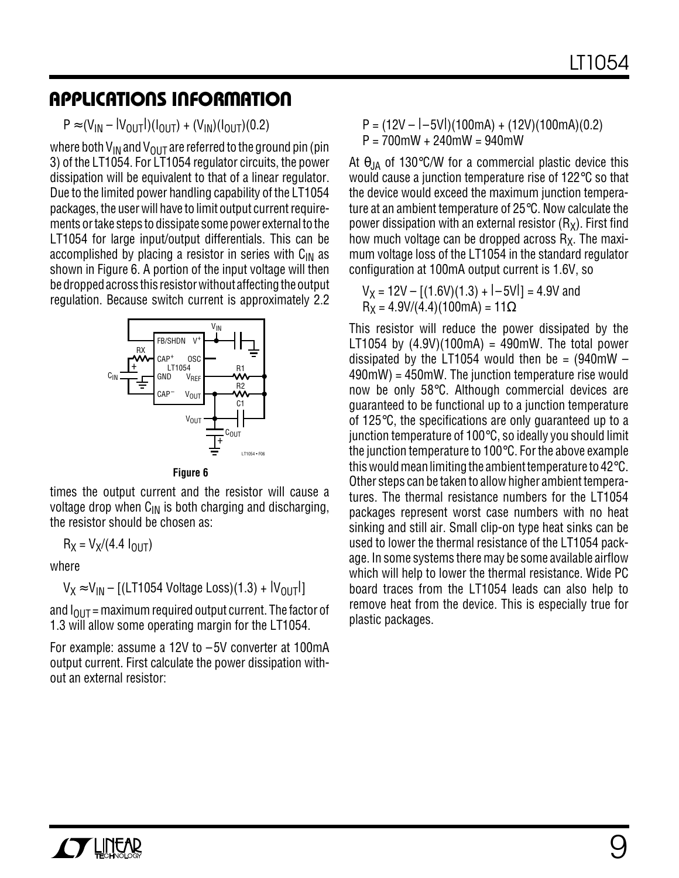## APPLICATIONS INFORMATION

$P \approx (V_{IN} - |V_{OUT}|)(I_{OUT}) + (V_{IN})(I_{OUT})(0.2)$

where both $V_{IN}$ and $V_{OUT}$ are referred to the ground pin (pin 3) of the LT1054. For LT1054 regulator circuits, the power dissipation will be equivalent to that of a linear regulator. Due to the limited power handling capability of the LT1054 packages, the user will have to limit output current requirements or take steps to dissipate some power external to the LT1054 for large input/output differentials. This can be accomplished by placing a resistor in series with $C_{IN}$ as shown in Figure 6. A portion of the input voltage will then be dropped across this resistor without affecting the output regulation. Because switch current is approximately 2.2 times the output current and the resistor will cause a voltage drop when $C_{IN}$ is both charging and discharging, the resistor should be chosen as:

Figure 6

$R_X = V_X/(4.4\ I_{OUT})$

where

$V_X \approx V_{IN} - [(\text{LT1054 Voltage Loss})(1.3) + |V_{OUT}|]$

and $I_{OUT}$ = maximum required output current. The factor of 1.3 will allow some operating margin for the LT1054.

For example: assume a 12V to –5V converter at 100mA output current. First calculate the power dissipation without an external resistor:

$P = (12V - |-5V|)(100mA) + (12V)(100mA)(0.2)$
$P = 700mW + 240mW = 940mW$

At $\theta_{JA}$ of 130°C/W for a commercial plastic device this would cause a junction temperature rise of 122°C so that the device would exceed the maximum junction temperature at an ambient temperature of 25°C. Now calculate the power dissipation with an external resistor ($R_X$). First find how much voltage can be dropped across $R_X$. The maximum voltage loss of the LT1054 in the standard regulator configuration at 100mA output current is 1.6V, so

$V_X = 12V - [(1.6V)(1.3) + |-5V|] = 4.9V$ and
$R_X = 4.9V/(4.4)(100mA) = 11\Omega$

This resistor will reduce the power dissipated by the LT1054 by (4.9V)(100mA) = 490mW. The total power dissipated by the LT1054 would then be = (940mW – 490mW) = 450mW. The junction temperature rise would now be only 58°C. Although commercial devices are guaranteed to be functional up to a junction temperature of 125°C, the specifications are only guaranteed up to a junction temperature of 100°C, so ideally you should limit the junction temperature to 100°C. For the above example this would mean limiting the ambient temperature to 42°C. Other steps can be taken to allow higher ambient temperatures. The thermal resistance numbers for the LT1054 packages represent worst case numbers with no heat sinking and still air. Small clip-on type heat sinks can be used to lower the thermal resistance of the LT1054 package. In some systems there may be some available airflow which will help to lower the thermal resistance. Wide PC board traces from the LT1054 leads can also help to remove heat from the device. This is especially true for plastic packages.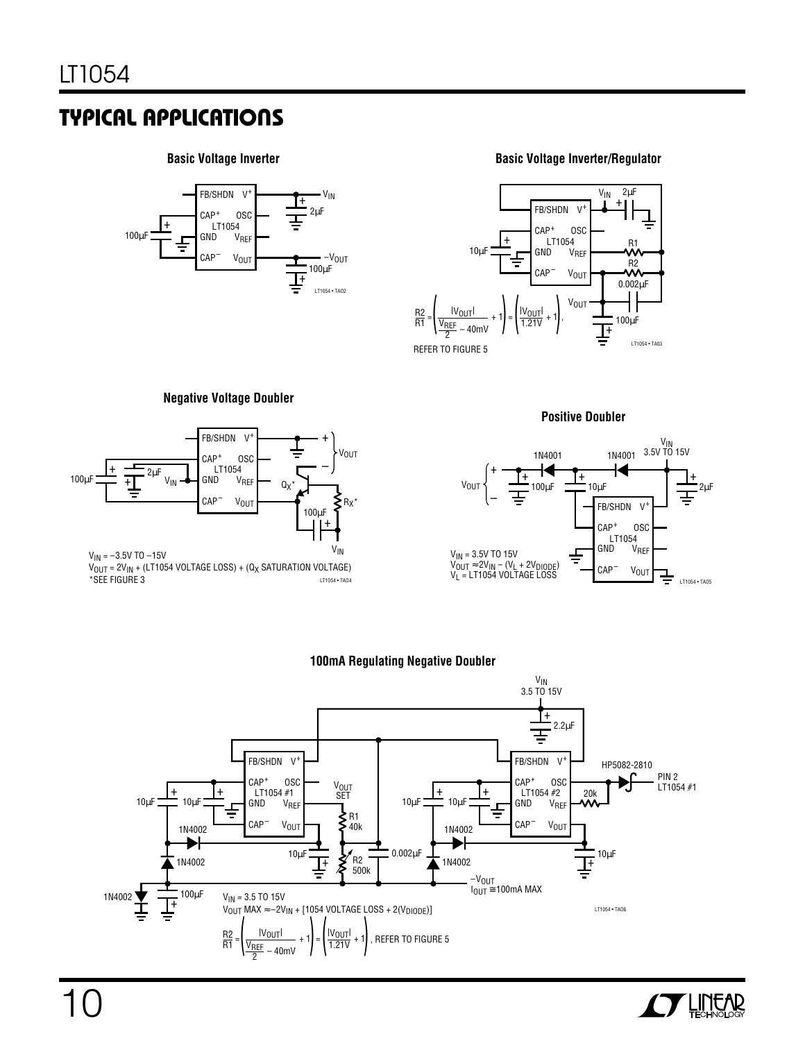## TYPICAL APPLICATIONS

### Basic Voltage Inverter

### Basic Voltage Inverter/Regulator

$$\frac{R2}{R1} = \left(\frac{|V_{OUT}|}{\frac{V_{REF}}{2} - 40mV} + 1\right) = \left(\frac{|V_{OUT}|}{1.21V} + 1\right),$$

REFER TO FIGURE 5

### Negative Voltage Doubler

$V_{IN} = -3.5V$ TO $-15V$

$V_{OUT} = 2V_{IN}$ + (LT1054 VOLTAGE LOSS) + ($Q_X$ SATURATION VOLTAGE)

*SEE FIGURE 3

### Positive Doubler

$V_{IN}$ = 3.5V TO 15V

$V_{OUT} \approx 2V_{IN} - (V_L + 2V_{DIODE})$

$V_L$ = LT1054 VOLTAGE LOSS

### 100mA Regulating Negative Doubler

$V_{IN}$ = 3.5 TO 15V

$V_{OUT}$ MAX $\approx -2V_{IN}$ + [1054 VOLTAGE LOSS + 2($V_{DIODE}$)]

$$\frac{R2}{R1} = \left(\frac{|V_{OUT}|}{\frac{V_{REF}}{2} - 40mV} + 1\right) = \left(\frac{|V_{OUT}|}{1.21V} + 1\right),$$ REFER TO FIGURE 5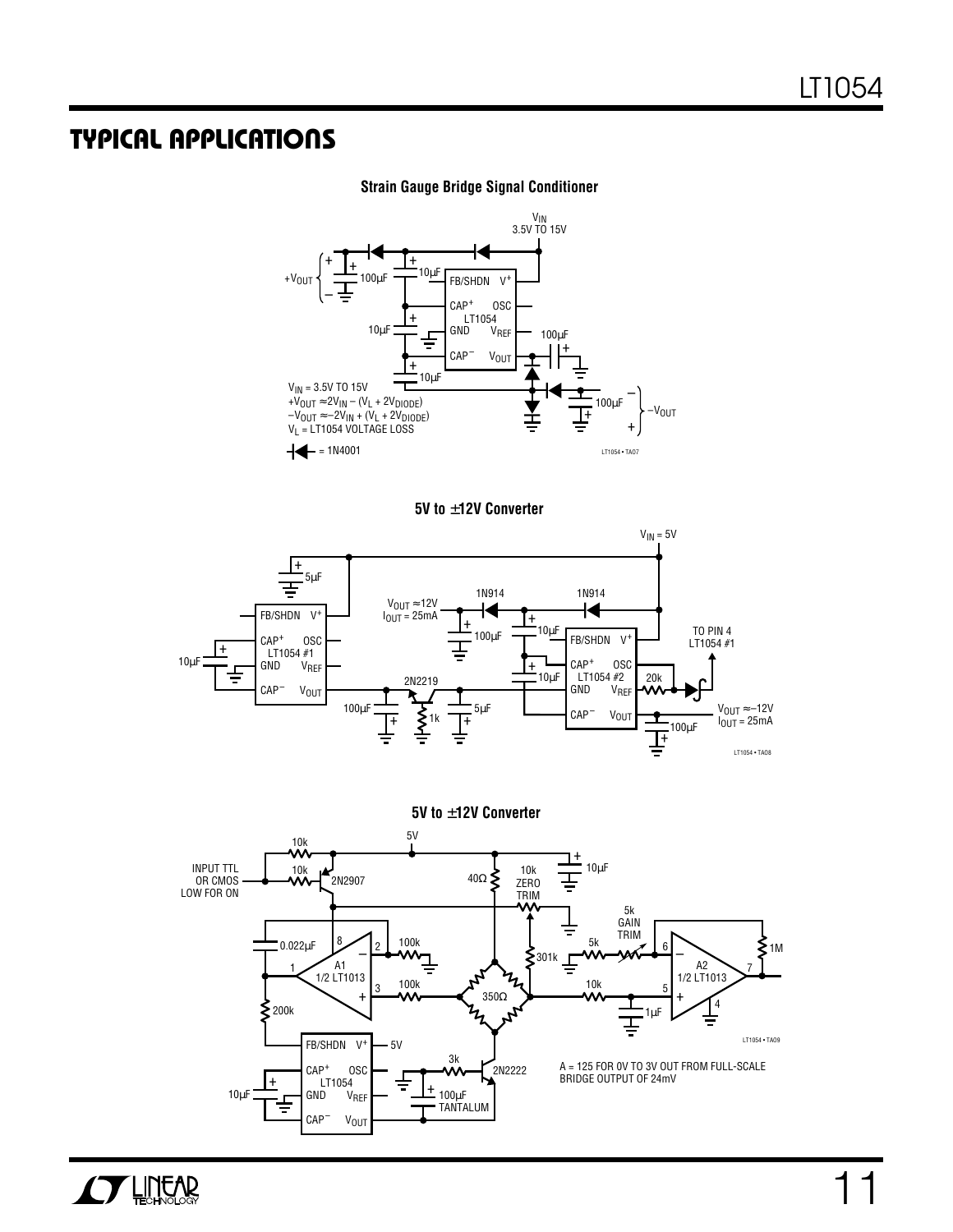## TYPICAL APPLICATIONS

**Strain Gauge Bridge Signal Conditioner**

$V_{IN}$ 3.5V TO 15V

$V_{IN}$ = 3.5V TO 15V
$+V_{OUT} \approx 2V_{IN} - (V_L + 2V_{DIODE})$
$-V_{OUT} \approx -2V_{IN} + (V_L + 2V_{DIODE})$
$V_L$ = LT1054 VOLTAGE LOSS

= 1N4001

LT1054 • TA07

**5V to ±12V Converter**

$V_{IN}$ = 5V

$V_{OUT} \approx 12V$
$I_{OUT}$ = 25mA

TO PIN 4 LT1054 #1

$V_{OUT} \approx -12V$
$I_{OUT}$ = 25mA

LT1054 • TA08

**5V to ±12V Converter**

INPUT TTL OR CMOS LOW FOR ON

A = 125 FOR 0V TO 3V OUT FROM FULL-SCALE BRIDGE OUTPUT OF 24mV

LT1054 • TA09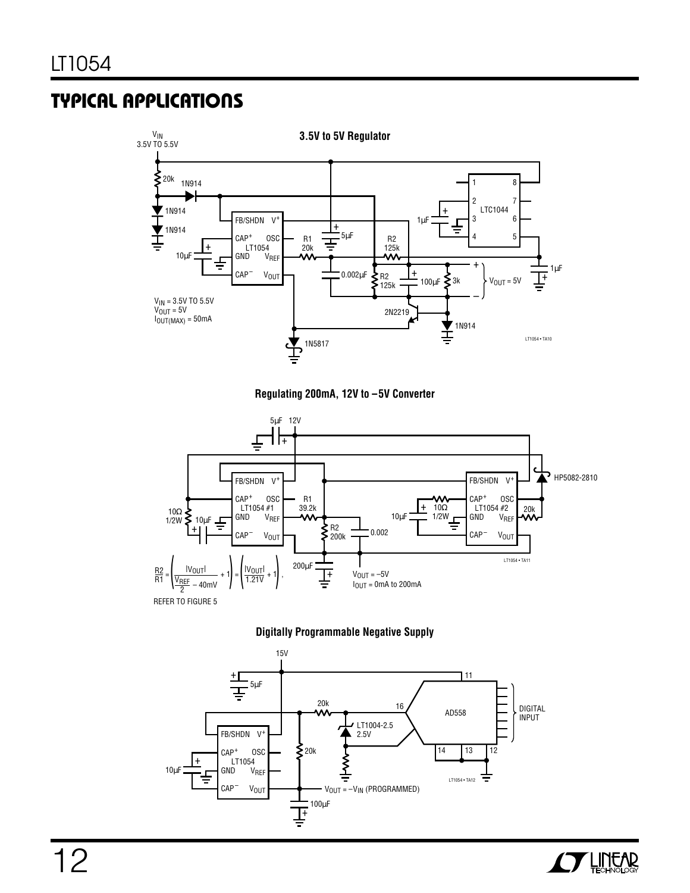## TYPICAL APPLICATIONS

**3.5V to 5V Regulator**

$V_{IN}$ = 3.5V TO 5.5V
$V_{OUT}$ = 5V
$I_{OUT(MAX)}$ = 50mA

**Regulating 200mA, 12V to –5V Converter**

$$\frac{R2}{R1} = \left(\frac{|V_{OUT}|}{\frac{V_{REF}}{2} - 40mV} + 1\right) = \left(\frac{|V_{OUT}|}{1.21V} + 1\right),$$

REFER TO FIGURE 5

$V_{OUT}$ = –5V
$I_{OUT}$ = 0mA to 200mA

**Digitally Programmable Negative Supply**

$V_{OUT} = -V_{IN}$ (PROGRAMMED)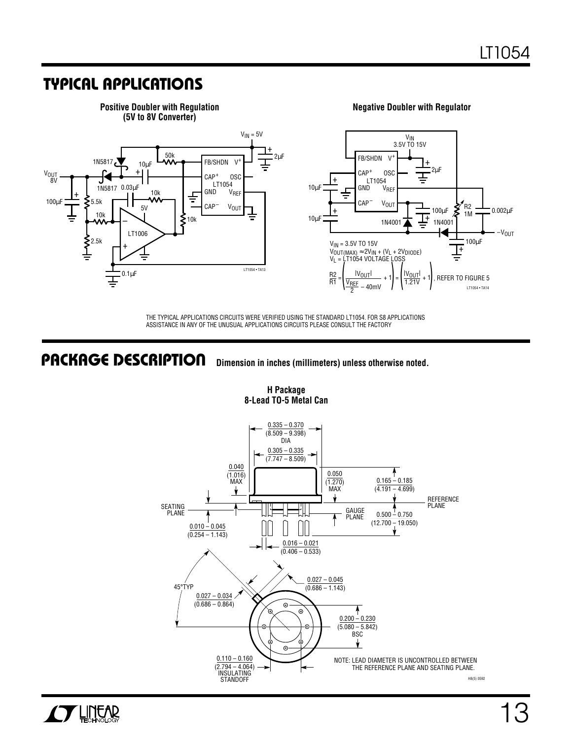## TYPICAL APPLICATIONS

**Positive Doubler with Regulation (5V to 8V Converter)**

$V_{IN}$ = 5V

$V_{OUT}$ 8V

1N5817, 1N5817, 10µF, 50k, 2µF, 100µF, 5.5k, 0.03µF, 10k, 5V, 10k, 2.5k, LT1006, 10k, 0.1µF

LT1054: FB/SHDN, V+, CAP+, OSC, GND, $V_{REF}$, CAP−, $V_{OUT}$

LT1054 • TA13

**Negative Doubler with Regulator**

$V_{IN}$ 3.5V TO 15V

LT1054: FB/SHDN, V+, CAP+, OSC, GND, $V_{REF}$, CAP−, $V_{OUT}$

2µF, 10µF, 10µF, 100µF, 1N4001, 1N4001, R2 1M, 0.002µF, 100µF, $-V_{OUT}$

$V_{IN}$ = 3.5V TO 15V

$V_{OUT(MAX)} \approx 2V_{IN} + (V_L + 2V_{DIODE})$

$V_L$ = LT1054 VOLTAGE LOSS

$$\frac{R2}{R1} = \left(\frac{|V_{OUT}|}{\frac{V_{REF}}{2} - 40mV} + 1\right) = \left(\frac{|V_{OUT}|}{1.21V} + 1\right)$$, REFER TO FIGURE 5

LT1054 • TA14

THE TYPICAL APPLICATIONS CIRCUITS WERE VERIFIED USING THE STANDARD LT1054. FOR S8 APPLICATIONS ASSISTANCE IN ANY OF THE UNUSUAL APPLICATIONS CIRCUITS PLEASE CONSULT THE FACTORY

## PACKAGE DESCRIPTION

**Dimension in inches (millimeters) unless otherwise noted.**

**H Package**
**8-Lead TO-5 Metal Can**

0.335 – 0.370 (8.509 – 9.398) DIA

0.305 – 0.335 (7.747 – 8.509)

0.040 (1.016) MAX

0.050 (1.270) MAX

0.165 – 0.185 (4.191 – 4.699)

REFERENCE PLANE

SEATING PLANE

GAUGE PLANE

0.500 – 0.750 (12.700 – 19.050)

0.010 – 0.045 (0.254 – 1.143)

0.016 – 0.021 (0.406 – 0.533)

45°TYP

0.027 – 0.045 (0.686 – 1.143)

0.027 – 0.034 (0.686 – 0.864)

0.200 – 0.230 (5.080 – 5.842) BSC

0.110 – 0.160 (2.794 – 4.064) INSULATING STANDOFF

NOTE: LEAD DIAMETER IS UNCONTROLLED BETWEEN THE REFERENCE PLANE AND SEATING PLANE.

H8(5) 0592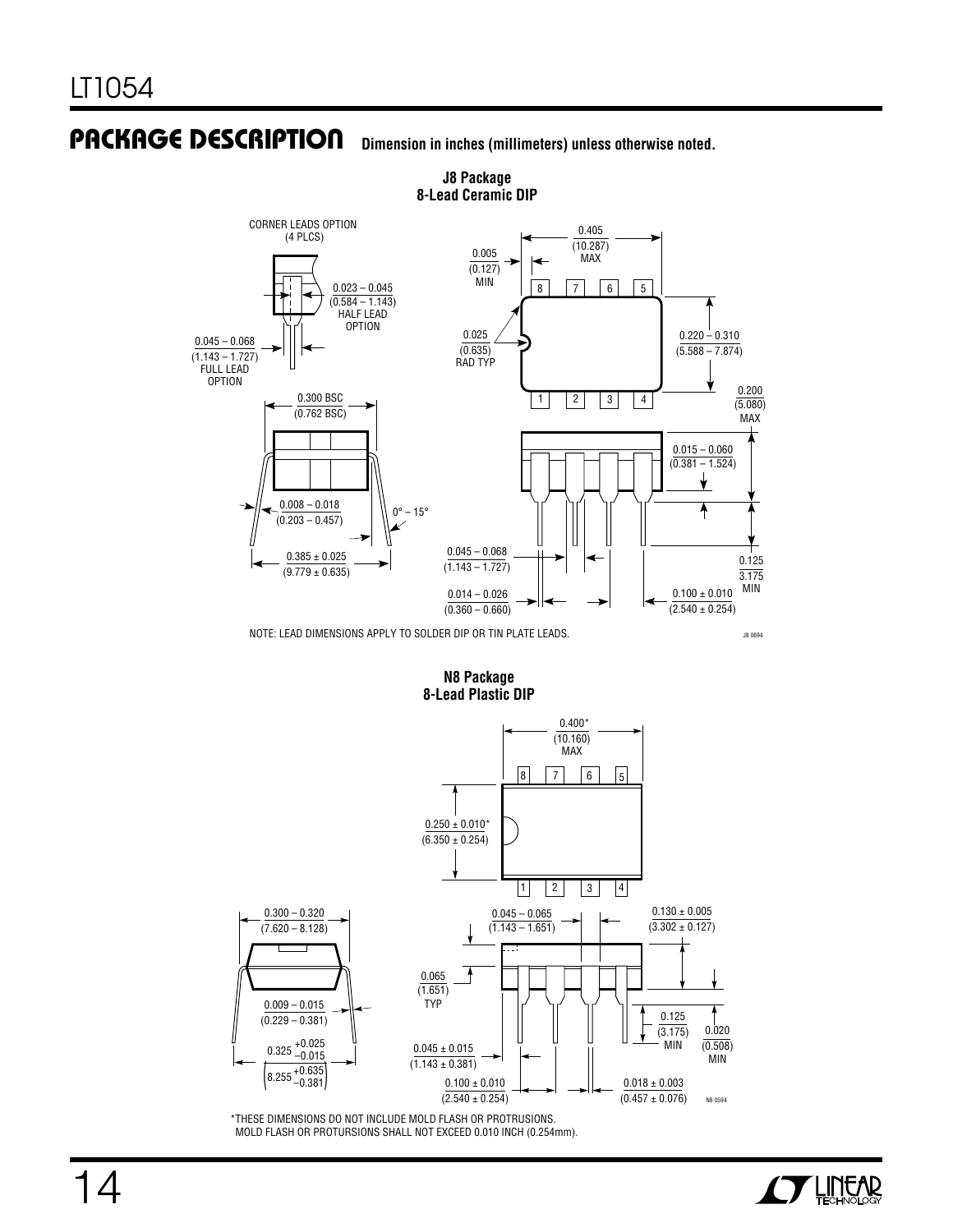## PACKAGE DESCRIPTION

**Dimension in inches (millimeters) unless otherwise noted.**

**J8 Package**
**8-Lead Ceramic DIP**

CORNER LEADS OPTION (4 PLCS)

0.023 – 0.045 (0.584 – 1.143) HALF LEAD OPTION

0.045 – 0.068 (1.143 – 1.727) FULL LEAD OPTION

0.005 (0.127) MIN

0.405 (10.287) MAX

0.025 (0.635) RAD TYP

0.220 – 0.310 (5.588 – 7.874)

0.200 (5.080) MAX

0.300 BSC (0.762 BSC)

0.015 – 0.060 (0.381 – 1.524)

0.008 – 0.018 (0.203 – 0.457)

0° – 15°

0.385 ± 0.025 (9.779 ± 0.635)

0.045 – 0.068 (1.143 – 1.727)

0.125 3.175 MIN

0.014 – 0.026 (0.360 – 0.660)

0.100 ± 0.010 (2.540 ± 0.254)

NOTE: LEAD DIMENSIONS APPLY TO SOLDER DIP OR TIN PLATE LEADS.

J8 0694

**N8 Package**
**8-Lead Plastic DIP**

0.400* (10.160) MAX

0.250 ± 0.010* (6.350 ± 0.254)

0.300 – 0.320 (7.620 – 8.128)

0.045 – 0.065 (1.143 – 1.651)

0.130 ± 0.005 (3.302 ± 0.127)

0.065 (1.651) TYP

0.009 – 0.015 (0.229 – 0.381)

0.125 (3.175) MIN

0.020 (0.508) MIN

$0.325 ^{+0.025}_{-0.015}$ $\left(8.255 ^{+0.635}_{-0.381}\right)$

0.045 ± 0.015 (1.143 ± 0.381)

0.100 ± 0.010 (2.540 ± 0.254)

0.018 ± 0.003 (0.457 ± 0.076)

N8 0594

*THESE DIMENSIONS DO NOT INCLUDE MOLD FLASH OR PROTRUSIONS. MOLD FLASH OR PROTURSIONS SHALL NOT EXCEED 0.010 INCH (0.254mm).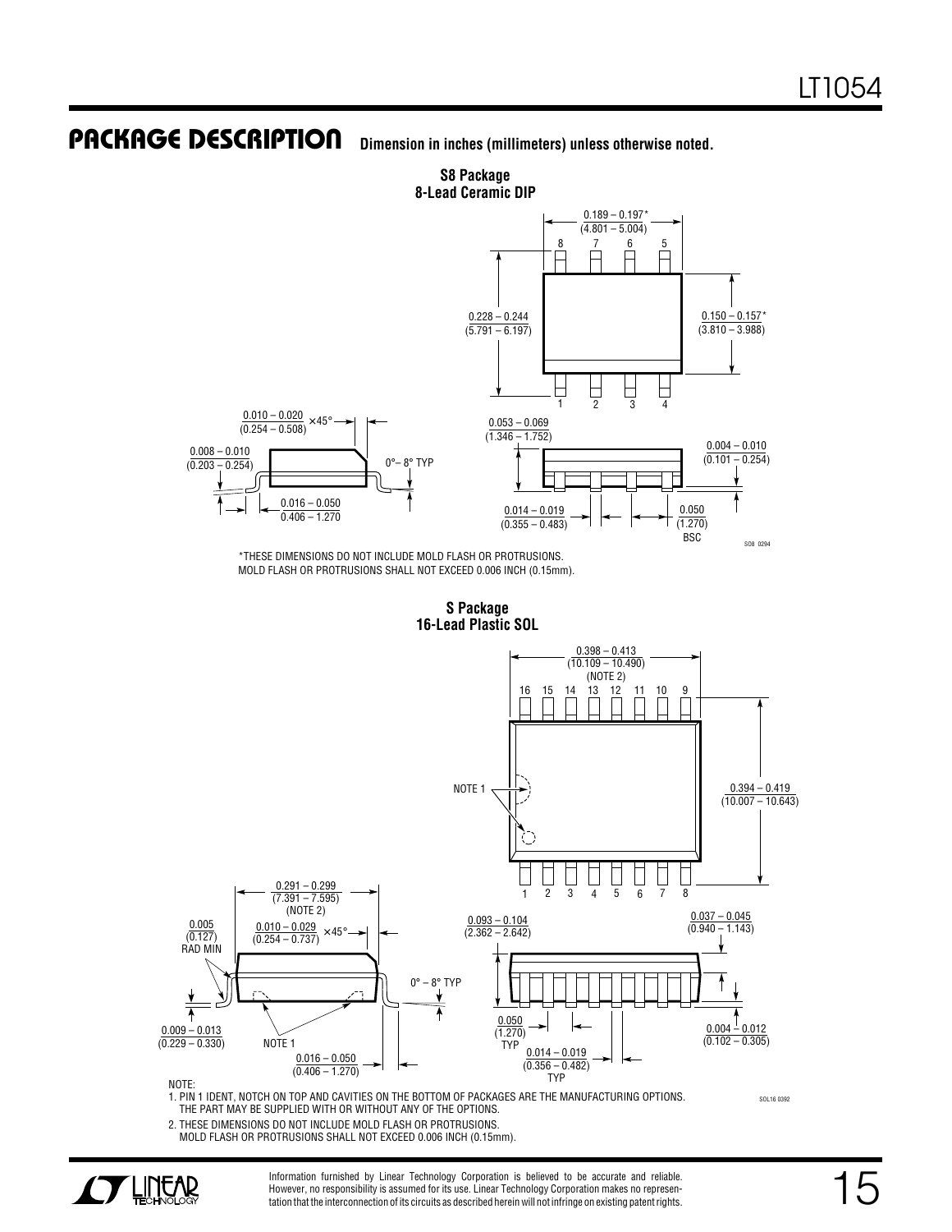## PACKAGE DESCRIPTION

**Dimension in inches (millimeters) unless otherwise noted.**

**S8 Package**
**8-Lead Ceramic DIP**

0.189 – 0.197*
(4.801 – 5.004)

8 7 6 5

0.228 – 0.244
(5.791 – 6.197)

0.150 – 0.157*
(3.810 – 3.988)

1 2 3 4

0.010 – 0.020
(0.254 – 0.508) ×45°

0.008 – 0.010
(0.203 – 0.254)

0°– 8° TYP

0.016 – 0.050
0.406 – 1.270

0.053 – 0.069
(1.346 – 1.752)

0.004 – 0.010
(0.101 – 0.254)

0.014 – 0.019
(0.355 – 0.483)

0.050
(1.270)
BSC

SO8 0294

*THESE DIMENSIONS DO NOT INCLUDE MOLD FLASH OR PROTRUSIONS.
MOLD FLASH OR PROTRUSIONS SHALL NOT EXCEED 0.006 INCH (0.15mm).

**S Package**
**16-Lead Plastic SOL**

0.398 – 0.413
(10.109 – 10.490)
(NOTE 2)

16 15 14 13 12 11 10 9

NOTE 1

0.394 – 0.419
(10.007 – 10.643)

1 2 3 4 5 6 7 8

0.291 – 0.299
(7.391 – 7.595)
(NOTE 2)

0.005
(0.127)
RAD MIN

0.010 – 0.029
(0.254 – 0.737) ×45°

0° – 8° TYP

0.009 – 0.013
(0.229 – 0.330)

NOTE 1

0.016 – 0.050
(0.406 – 1.270)

0.093 – 0.104
(2.362 – 2.642)

0.037 – 0.045
(0.940 – 1.143)

0.050
(1.270)
TYP

0.004 – 0.012
(0.102 – 0.305)

0.014 – 0.019
(0.356 – 0.482)
TYP

SOL16 0392

NOTE:
1. PIN 1 IDENT, NOTCH ON TOP AND CAVITIES ON THE BOTTOM OF PACKAGES ARE THE MANUFACTURING OPTIONS. THE PART MAY BE SUPPLIED WITH OR WITHOUT ANY OF THE OPTIONS.
2. THESE DIMENSIONS DO NOT INCLUDE MOLD FLASH OR PROTRUSIONS. MOLD FLASH OR PROTRUSIONS SHALL NOT EXCEED 0.006 INCH (0.15mm).

Information furnished by Linear Technology Corporation is believed to be accurate and reliable. However, no responsibility is assumed for its use. Linear Technology Corporation makes no representation that the interconnection of its circuits as described herein will not infringe on existing patent rights.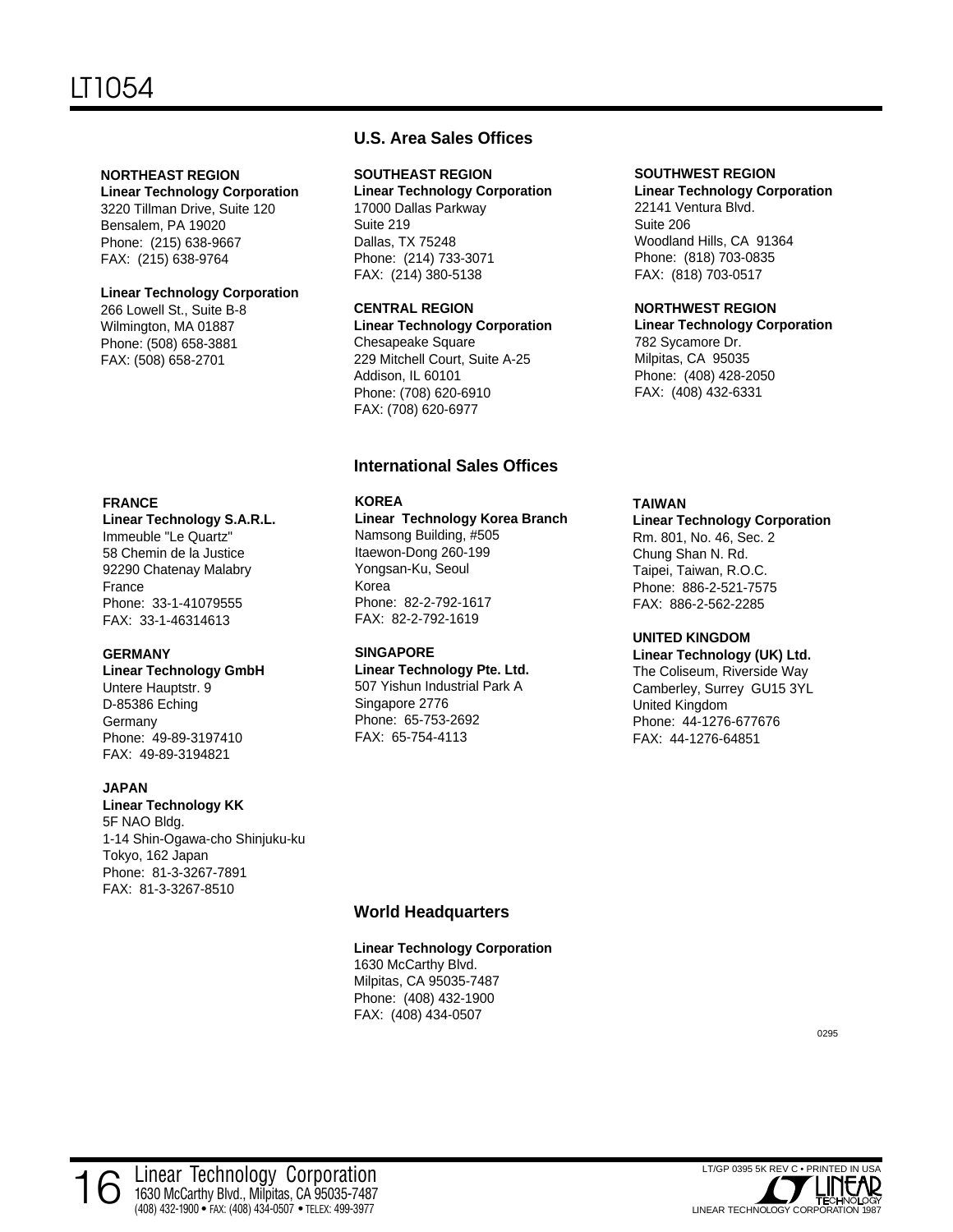## U.S. Area Sales Offices

**NORTHEAST REGION**
**Linear Technology Corporation**
3220 Tillman Drive, Suite 120
Bensalem, PA 19020
Phone: (215) 638-9667
FAX: (215) 638-9764

**Linear Technology Corporation**
266 Lowell St., Suite B-8
Wilmington, MA 01887
Phone: (508) 658-3881
FAX: (508) 658-2701

**SOUTHEAST REGION**
**Linear Technology Corporation**
17000 Dallas Parkway
Suite 219
Dallas, TX 75248
Phone: (214) 733-3071
FAX: (214) 380-5138

**CENTRAL REGION**
**Linear Technology Corporation**
Chesapeake Square
229 Mitchell Court, Suite A-25
Addison, IL 60101
Phone: (708) 620-6910
FAX: (708) 620-6977

**SOUTHWEST REGION**
**Linear Technology Corporation**
22141 Ventura Blvd.
Suite 206
Woodland Hills, CA 91364
Phone: (818) 703-0835
FAX: (818) 703-0517

**NORTHWEST REGION**
**Linear Technology Corporation**
782 Sycamore Dr.
Milpitas, CA 95035
Phone: (408) 428-2050
FAX: (408) 432-6331

## International Sales Offices

**FRANCE**
**Linear Technology S.A.R.L.**
Immeuble "Le Quartz"
58 Chemin de la Justice
92290 Chatenay Malabry
France
Phone: 33-1-41079555
FAX: 33-1-46314613

**GERMANY**
**Linear Technology GmbH**
Untere Hauptstr. 9
D-85386 Eching
Germany
Phone: 49-89-3197410
FAX: 49-89-3194821

**JAPAN**
**Linear Technology KK**
5F NAO Bldg.
1-14 Shin-Ogawa-cho Shinjuku-ku
Tokyo, 162 Japan
Phone: 81-3-3267-7891
FAX: 81-3-3267-8510

**KOREA**
**Linear Technology Korea Branch**
Namsong Building, #505
Itaewon-Dong 260-199
Yongsan-Ku, Seoul
Korea
Phone: 82-2-792-1617
FAX: 82-2-792-1619

**SINGAPORE**
**Linear Technology Pte. Ltd.**
507 Yishun Industrial Park A
Singapore 2776
Phone: 65-753-2692
FAX: 65-754-4113

**TAIWAN**
**Linear Technology Corporation**
Rm. 801, No. 46, Sec. 2
Chung Shan N. Rd.
Taipei, Taiwan, R.O.C.
Phone: 886-2-521-7575
FAX: 886-2-562-2285

**UNITED KINGDOM**
**Linear Technology (UK) Ltd.**
The Coliseum, Riverside Way
Camberley, Surrey GU15 3YL
United Kingdom
Phone: 44-1276-677676
FAX: 44-1276-64851

## World Headquarters

**Linear Technology Corporation**
1630 McCarthy Blvd.
Milpitas, CA 95035-7487
Phone: (408) 432-1900
FAX: (408) 434-0507

0295

Linear Technology Corporation
1630 McCarthy Blvd., Milpitas, CA 95035-7487
(408) 432-1900 • FAX: (408) 434-0507 • TELEX: 499-3977

LT/GP 0395 5K REV C • PRINTED IN USA
LINEAR TECHNOLOGY CORPORATION 1987